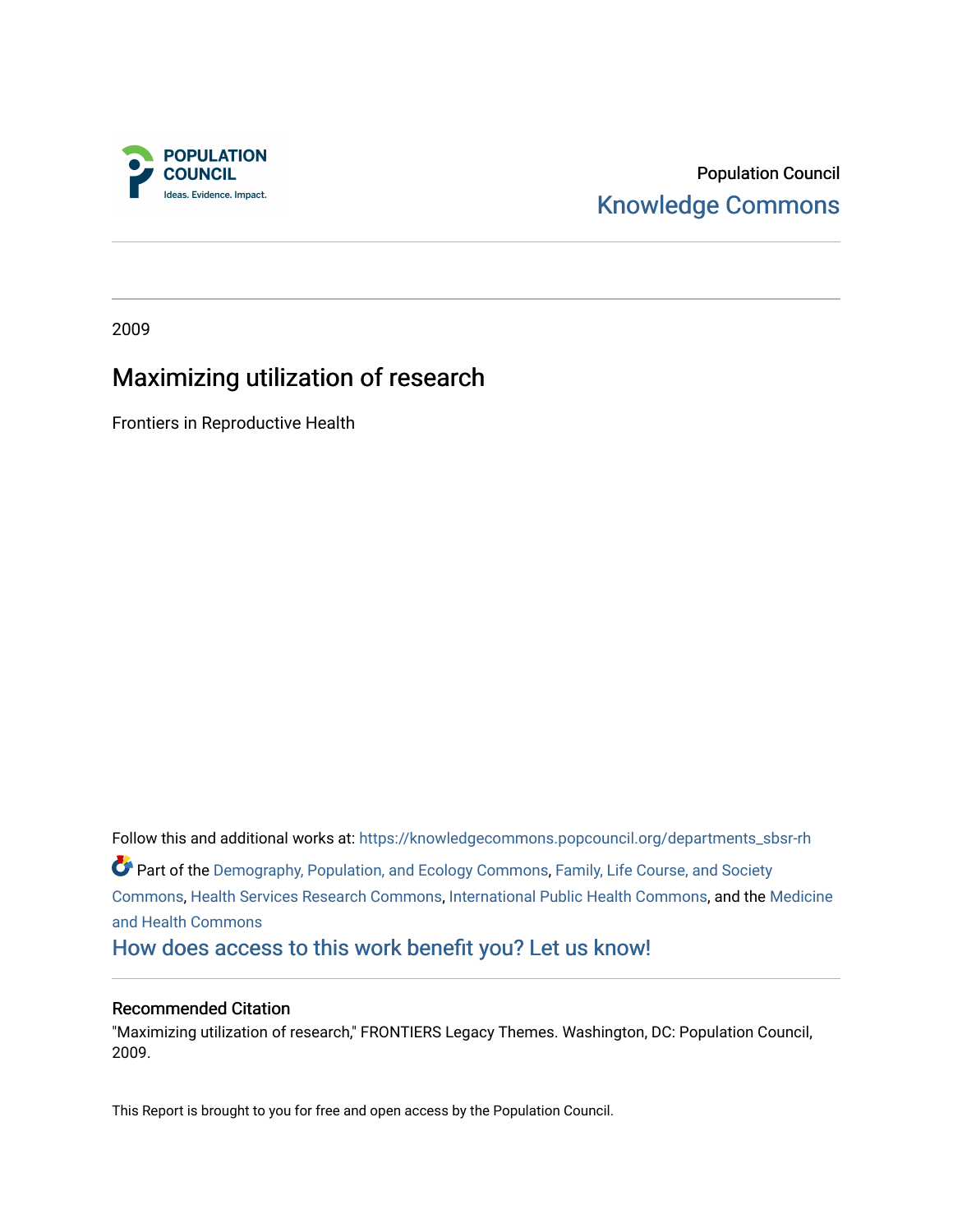POPULATION COUNCIL
Ideas. Evidence. Impact.

Population Council
Knowledge Commons

2009

# Maximizing utilization of research

Frontiers in Reproductive Health

Follow this and additional works at: https://knowledgecommons.popcouncil.org/departments_sbsr-rh

Part of the Demography, Population, and Ecology Commons, Family, Life Course, and Society Commons, Health Services Research Commons, International Public Health Commons, and the Medicine and Health Commons

How does access to this work benefit you? Let us know!

## Recommended Citation

"Maximizing utilization of research," FRONTIERS Legacy Themes. Washington, DC: Population Council, 2009.

This Report is brought to you for free and open access by the Population Council.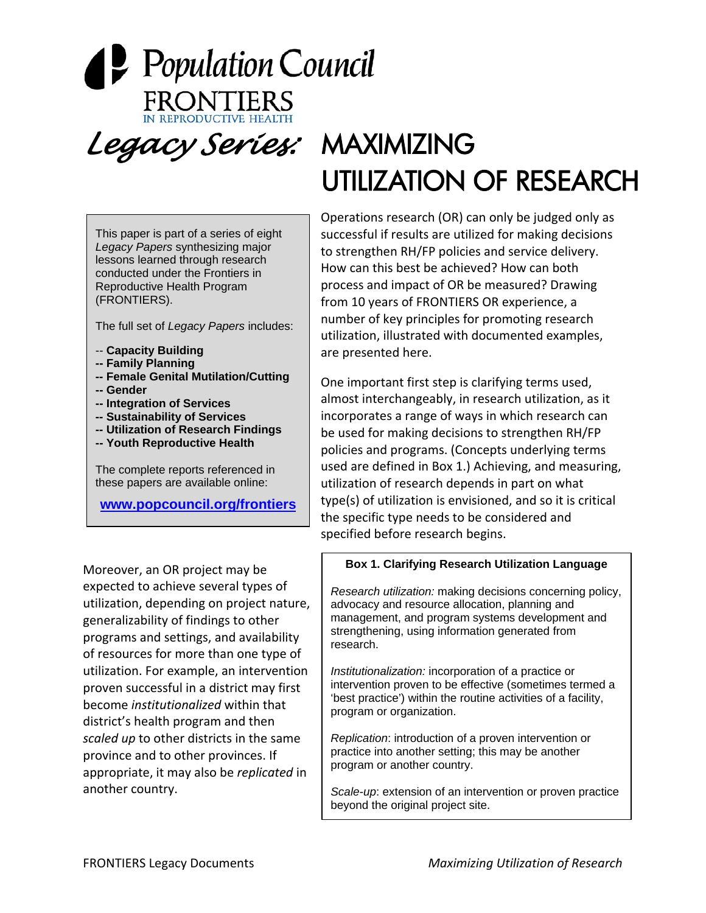Population Council

FRONTIERS IN REPRODUCTIVE HEALTH

# *Legacy Series:* MAXIMIZING UTILIZATION OF RESEARCH

This paper is part of a series of eight *Legacy Papers* synthesizing major lessons learned through research conducted under the Frontiers in Reproductive Health Program (FRONTIERS).

The full set of *Legacy Papers* includes:

- -- **Capacity Building**
- **-- Family Planning**
- **-- Female Genital Mutilation/Cutting**
- **-- Gender**
- **-- Integration of Services**
- **-- Sustainability of Services**
- **-- Utilization of Research Findings**
- **-- Youth Reproductive Health**

The complete reports referenced in these papers are available online:

**www.popcouncil.org/frontiers**

Operations research (OR) can only be judged only as successful if results are utilized for making decisions to strengthen RH/FP policies and service delivery. How can this best be achieved? How can both process and impact of OR be measured? Drawing from 10 years of FRONTIERS OR experience, a number of key principles for promoting research utilization, illustrated with documented examples, are presented here.

One important first step is clarifying terms used, almost interchangeably, in research utilization, as it incorporates a range of ways in which research can be used for making decisions to strengthen RH/FP policies and programs. (Concepts underlying terms used are defined in Box 1.) Achieving, and measuring, utilization of research depends in part on what type(s) of utilization is envisioned, and so it is critical the specific type needs to be considered and specified before research begins.

Moreover, an OR project may be expected to achieve several types of utilization, depending on project nature, generalizability of findings to other programs and settings, and availability of resources for more than one type of utilization. For example, an intervention proven successful in a district may first become *institutionalized* within that district's health program and then *scaled up* to other districts in the same province and to other provinces. If appropriate, it may also be *replicated* in another country.

**Box 1. Clarifying Research Utilization Language**

*Research utilization:* making decisions concerning policy, advocacy and resource allocation, planning and management, and program systems development and strengthening, using information generated from research.

*Institutionalization:* incorporation of a practice or intervention proven to be effective (sometimes termed a 'best practice') within the routine activities of a facility, program or organization.

*Replication*: introduction of a proven intervention or practice into another setting; this may be another program or another country.

*Scale-up*: extension of an intervention or proven practice beyond the original project site.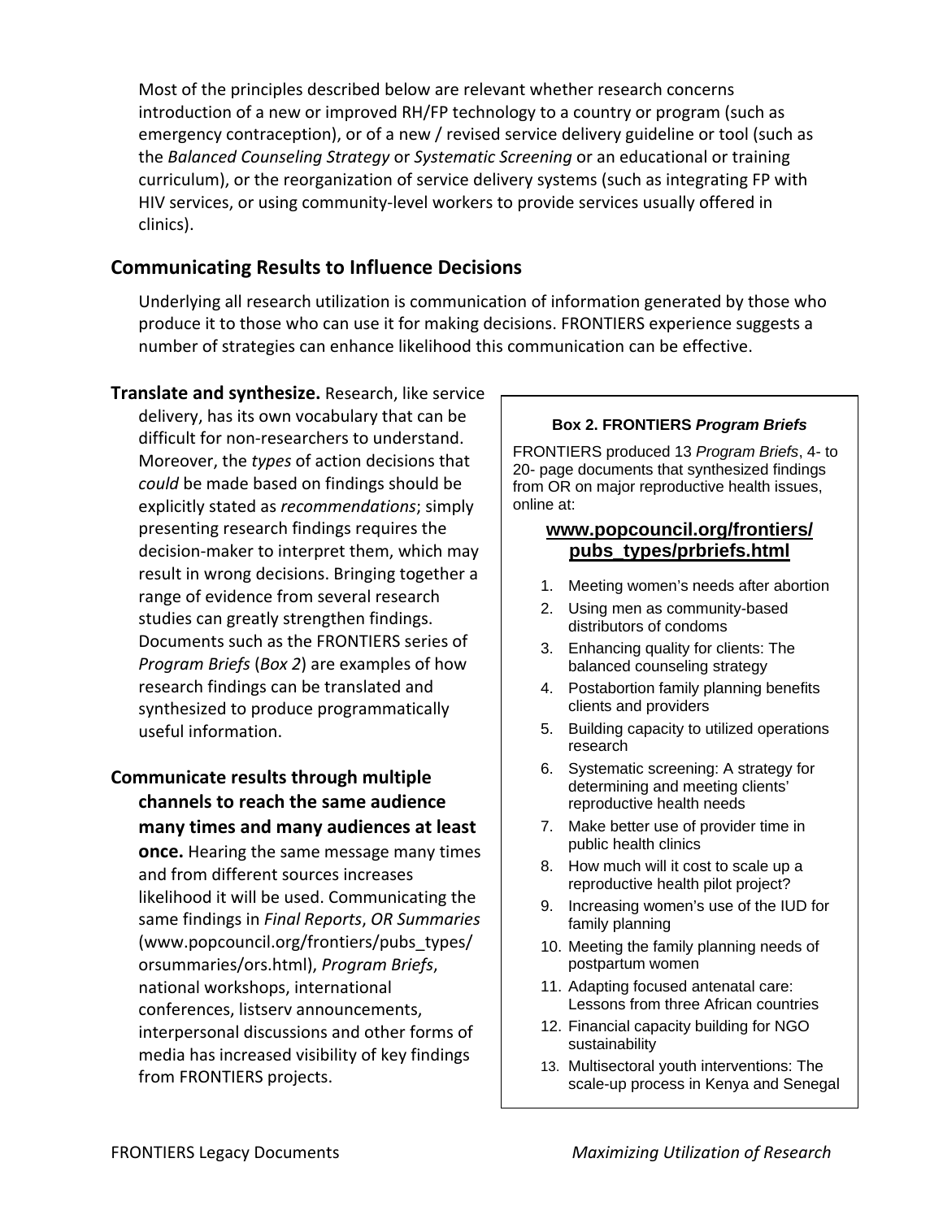Most of the principles described below are relevant whether research concerns introduction of a new or improved RH/FP technology to a country or program (such as emergency contraception), or of a new / revised service delivery guideline or tool (such as the *Balanced Counseling Strategy* or *Systematic Screening* or an educational or training curriculum), or the reorganization of service delivery systems (such as integrating FP with HIV services, or using community-level workers to provide services usually offered in clinics).

## Communicating Results to Influence Decisions

Underlying all research utilization is communication of information generated by those who produce it to those who can use it for making decisions. FRONTIERS experience suggests a number of strategies can enhance likelihood this communication can be effective.

**Translate and synthesize.** Research, like service delivery, has its own vocabulary that can be difficult for non-researchers to understand. Moreover, the *types* of action decisions that *could* be made based on findings should be explicitly stated as *recommendations*; simply presenting research findings requires the decision-maker to interpret them, which may result in wrong decisions. Bringing together a range of evidence from several research studies can greatly strengthen findings. Documents such as the FRONTIERS series of *Program Briefs* (*Box 2*) are examples of how research findings can be translated and synthesized to produce programmatically useful information.

**Communicate results through multiple channels to reach the same audience many times and many audiences at least once.** Hearing the same message many times and from different sources increases likelihood it will be used. Communicating the same findings in *Final Reports*, *OR Summaries* (www.popcouncil.org/frontiers/pubs_types/orsummaries/ors.html), *Program Briefs*, national workshops, international conferences, listserv announcements, interpersonal discussions and other forms of media has increased visibility of key findings from FRONTIERS projects.

> **Box 2. FRONTIERS *Program Briefs***
>
> FRONTIERS produced 13 *Program Briefs*, 4- to 20- page documents that synthesized findings from OR on major reproductive health issues, online at:
>
> **www.popcouncil.org/frontiers/pubs_types/prbriefs.html**
>
> 1. Meeting women's needs after abortion
> 2. Using men as community-based distributors of condoms
> 3. Enhancing quality for clients: The balanced counseling strategy
> 4. Postabortion family planning benefits clients and providers
> 5. Building capacity to utilized operations research
> 6. Systematic screening: A strategy for determining and meeting clients' reproductive health needs
> 7. Make better use of provider time in public health clinics
> 8. How much will it cost to scale up a reproductive health pilot project?
> 9. Increasing women's use of the IUD for family planning
> 10. Meeting the family planning needs of postpartum women
> 11. Adapting focused antenatal care: Lessons from three African countries
> 12. Financial capacity building for NGO sustainability
> 13. Multisectoral youth interventions: The scale-up process in Kenya and Senegal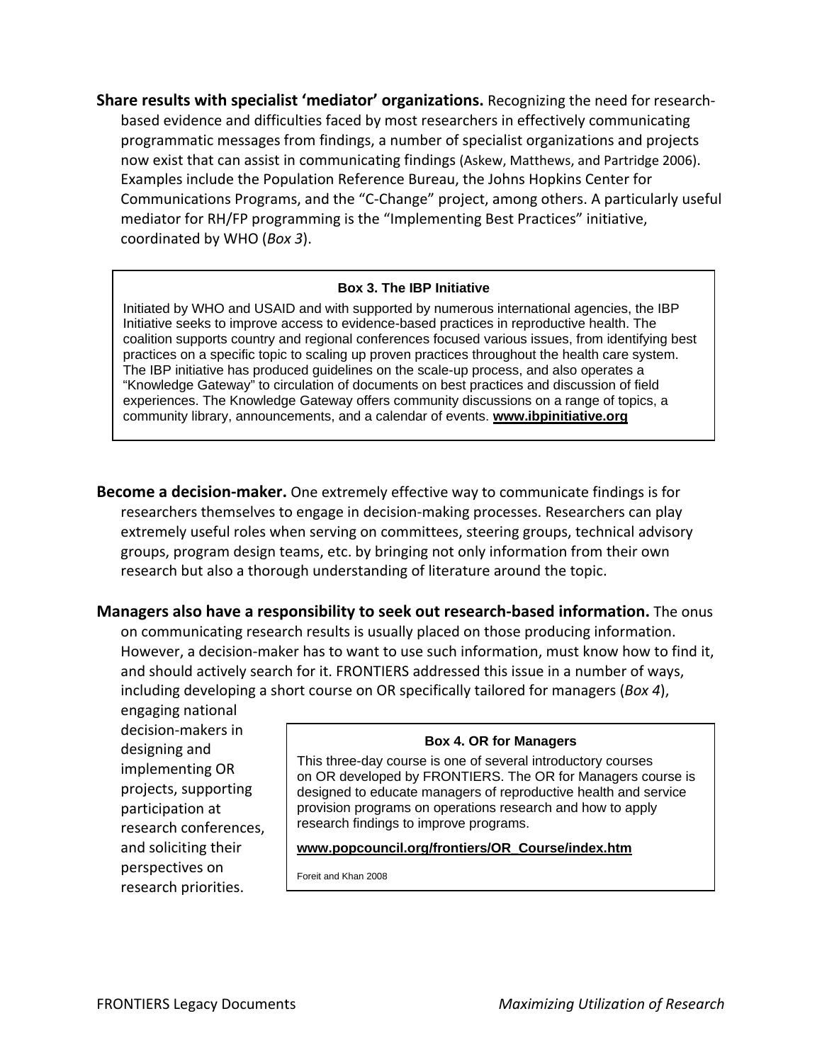**Share results with specialist 'mediator' organizations.** Recognizing the need for research-based evidence and difficulties faced by most researchers in effectively communicating programmatic messages from findings, a number of specialist organizations and projects now exist that can assist in communicating findings (Askew, Matthews, and Partridge 2006). Examples include the Population Reference Bureau, the Johns Hopkins Center for Communications Programs, and the "C-Change" project, among others. A particularly useful mediator for RH/FP programming is the "Implementing Best Practices" initiative, coordinated by WHO (*Box 3*).

> **Box 3. The IBP Initiative**
>
> Initiated by WHO and USAID and with supported by numerous international agencies, the IBP Initiative seeks to improve access to evidence-based practices in reproductive health. The coalition supports country and regional conferences focused various issues, from identifying best practices on a specific topic to scaling up proven practices throughout the health care system. The IBP initiative has produced guidelines on the scale-up process, and also operates a "Knowledge Gateway" to circulation of documents on best practices and discussion of field experiences. The Knowledge Gateway offers community discussions on a range of topics, a community library, announcements, and a calendar of events. **www.ibpinitiative.org**

**Become a decision-maker.** One extremely effective way to communicate findings is for researchers themselves to engage in decision-making processes. Researchers can play extremely useful roles when serving on committees, steering groups, technical advisory groups, program design teams, etc. by bringing not only information from their own research but also a thorough understanding of literature around the topic.

**Managers also have a responsibility to seek out research-based information.** The onus on communicating research results is usually placed on those producing information. However, a decision-maker has to want to use such information, must know how to find it, and should actively search for it. FRONTIERS addressed this issue in a number of ways, including developing a short course on OR specifically tailored for managers (*Box 4*), engaging national decision-makers in designing and implementing OR projects, supporting participation at research conferences, and soliciting their perspectives on research priorities.

> **Box 4. OR for Managers**
>
> This three-day course is one of several introductory courses on OR developed by FRONTIERS. The OR for Managers course is designed to educate managers of reproductive health and service provision programs on operations research and how to apply research findings to improve programs.
>
> **www.popcouncil.org/frontiers/OR_Course/index.htm**
>
> Foreit and Khan 2008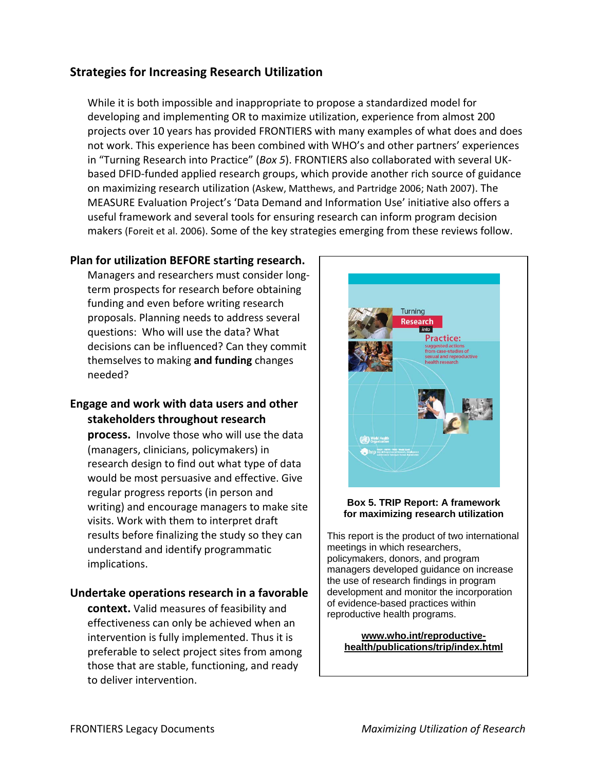## Strategies for Increasing Research Utilization

While it is both impossible and inappropriate to propose a standardized model for developing and implementing OR to maximize utilization, experience from almost 200 projects over 10 years has provided FRONTIERS with many examples of what does and does not work. This experience has been combined with WHO's and other partners' experiences in "Turning Research into Practice" (*Box 5*). FRONTIERS also collaborated with several UK-based DFID-funded applied research groups, which provide another rich source of guidance on maximizing research utilization (Askew, Matthews, and Partridge 2006; Nath 2007). The MEASURE Evaluation Project's 'Data Demand and Information Use' initiative also offers a useful framework and several tools for ensuring research can inform program decision makers (Foreit et al. 2006). Some of the key strategies emerging from these reviews follow.

**Plan for utilization BEFORE starting research.**
Managers and researchers must consider long-term prospects for research before obtaining funding and even before writing research proposals. Planning needs to address several questions: Who will use the data? What decisions can be influenced? Can they commit themselves to making **and funding** changes needed?

**Engage and work with data users and other stakeholders throughout research process.** Involve those who will use the data (managers, clinicians, policymakers) in research design to find out what type of data would be most persuasive and effective. Give regular progress reports (in person and writing) and encourage managers to make site visits. Work with them to interpret draft results before finalizing the study so they can understand and identify programmatic implications.

**Undertake operations research in a favorable context.** Valid measures of feasibility and effectiveness can only be achieved when an intervention is fully implemented. Thus it is preferable to select project sites from among those that are stable, functioning, and ready to deliver intervention.

**Box 5. TRIP Report: A framework for maximizing research utilization**

This report is the product of two international meetings in which researchers, policymakers, donors, and program managers developed guidance on increase the use of research findings in program development and monitor the incorporation of evidence-based practices within reproductive health programs.

**www.who.int/reproductive-health/publications/trip/index.html**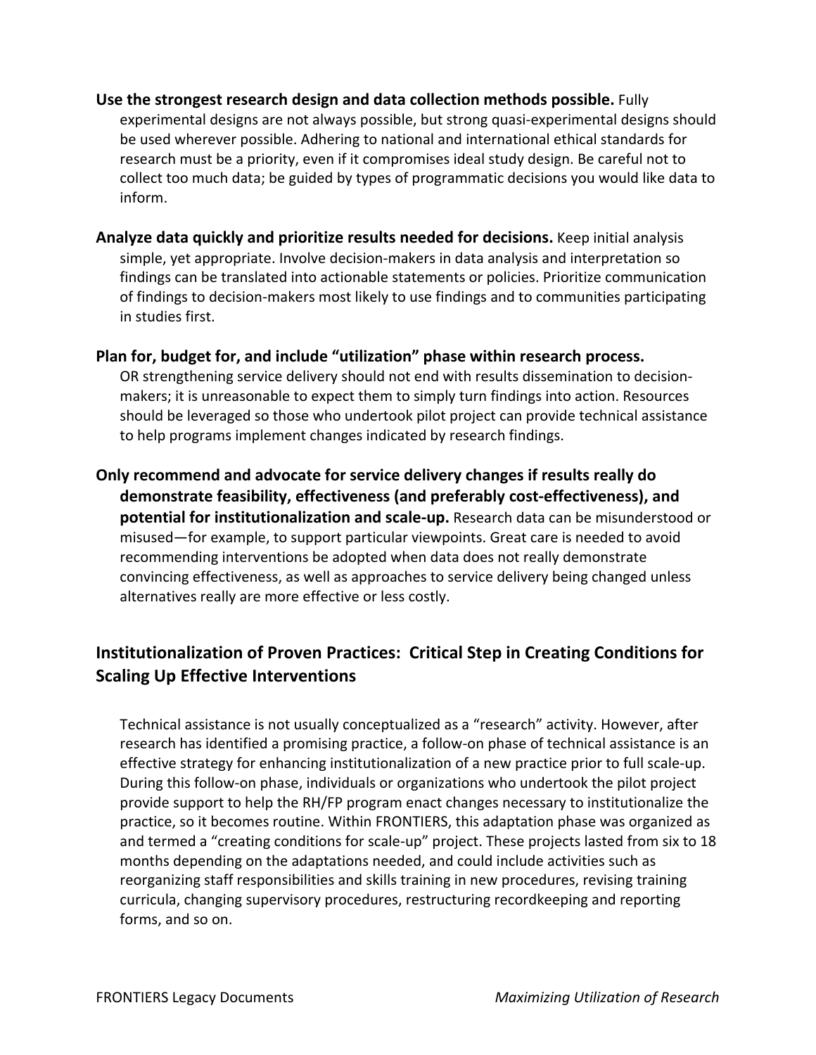**Use the strongest research design and data collection methods possible.** Fully experimental designs are not always possible, but strong quasi-experimental designs should be used wherever possible. Adhering to national and international ethical standards for research must be a priority, even if it compromises ideal study design. Be careful not to collect too much data; be guided by types of programmatic decisions you would like data to inform.

**Analyze data quickly and prioritize results needed for decisions.** Keep initial analysis simple, yet appropriate. Involve decision-makers in data analysis and interpretation so findings can be translated into actionable statements or policies. Prioritize communication of findings to decision-makers most likely to use findings and to communities participating in studies first.

**Plan for, budget for, and include "utilization" phase within research process.** OR strengthening service delivery should not end with results dissemination to decision-makers; it is unreasonable to expect them to simply turn findings into action. Resources should be leveraged so those who undertook pilot project can provide technical assistance to help programs implement changes indicated by research findings.

**Only recommend and advocate for service delivery changes if results really do demonstrate feasibility, effectiveness (and preferably cost-effectiveness), and potential for institutionalization and scale-up.** Research data can be misunderstood or misused—for example, to support particular viewpoints. Great care is needed to avoid recommending interventions be adopted when data does not really demonstrate convincing effectiveness, as well as approaches to service delivery being changed unless alternatives really are more effective or less costly.

## Institutionalization of Proven Practices: Critical Step in Creating Conditions for Scaling Up Effective Interventions

Technical assistance is not usually conceptualized as a "research" activity. However, after research has identified a promising practice, a follow-on phase of technical assistance is an effective strategy for enhancing institutionalization of a new practice prior to full scale-up. During this follow-on phase, individuals or organizations who undertook the pilot project provide support to help the RH/FP program enact changes necessary to institutionalize the practice, so it becomes routine. Within FRONTIERS, this adaptation phase was organized as and termed a "creating conditions for scale-up" project. These projects lasted from six to 18 months depending on the adaptations needed, and could include activities such as reorganizing staff responsibilities and skills training in new procedures, revising training curricula, changing supervisory procedures, restructuring recordkeeping and reporting forms, and so on.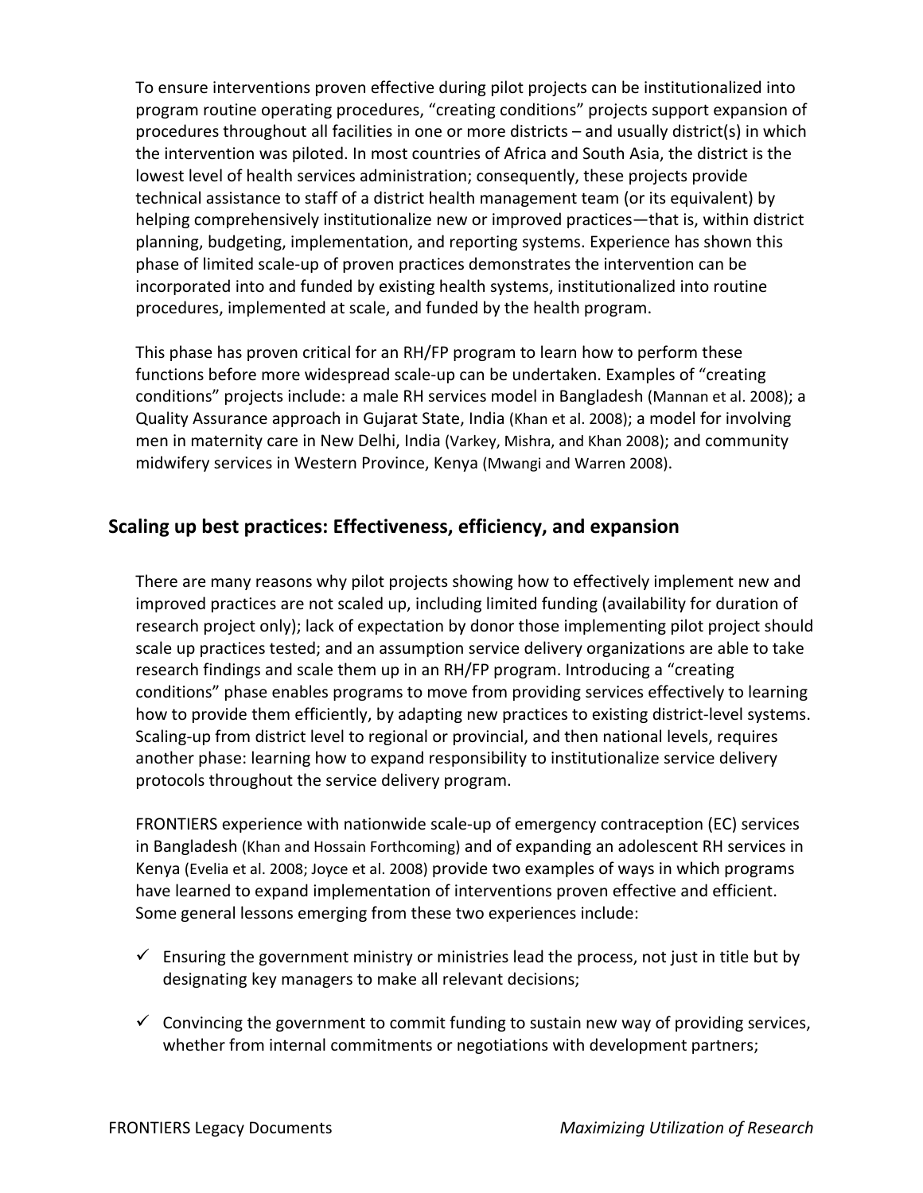To ensure interventions proven effective during pilot projects can be institutionalized into program routine operating procedures, “creating conditions” projects support expansion of procedures throughout all facilities in one or more districts – and usually district(s) in which the intervention was piloted. In most countries of Africa and South Asia, the district is the lowest level of health services administration; consequently, these projects provide technical assistance to staff of a district health management team (or its equivalent) by helping comprehensively institutionalize new or improved practices—that is, within district planning, budgeting, implementation, and reporting systems. Experience has shown this phase of limited scale-up of proven practices demonstrates the intervention can be incorporated into and funded by existing health systems, institutionalized into routine procedures, implemented at scale, and funded by the health program.

This phase has proven critical for an RH/FP program to learn how to perform these functions before more widespread scale-up can be undertaken. Examples of “creating conditions” projects include: a male RH services model in Bangladesh (Mannan et al. 2008); a Quality Assurance approach in Gujarat State, India (Khan et al. 2008); a model for involving men in maternity care in New Delhi, India (Varkey, Mishra, and Khan 2008); and community midwifery services in Western Province, Kenya (Mwangi and Warren 2008).

## Scaling up best practices: Effectiveness, efficiency, and expansion

There are many reasons why pilot projects showing how to effectively implement new and improved practices are not scaled up, including limited funding (availability for duration of research project only); lack of expectation by donor those implementing pilot project should scale up practices tested; and an assumption service delivery organizations are able to take research findings and scale them up in an RH/FP program. Introducing a “creating conditions” phase enables programs to move from providing services effectively to learning how to provide them efficiently, by adapting new practices to existing district-level systems. Scaling-up from district level to regional or provincial, and then national levels, requires another phase: learning how to expand responsibility to institutionalize service delivery protocols throughout the service delivery program.

FRONTIERS experience with nationwide scale-up of emergency contraception (EC) services in Bangladesh (Khan and Hossain Forthcoming) and of expanding an adolescent RH services in Kenya (Evelia et al. 2008; Joyce et al. 2008) provide two examples of ways in which programs have learned to expand implementation of interventions proven effective and efficient. Some general lessons emerging from these two experiences include:

- ✓ Ensuring the government ministry or ministries lead the process, not just in title but by designating key managers to make all relevant decisions;
- ✓ Convincing the government to commit funding to sustain new way of providing services, whether from internal commitments or negotiations with development partners;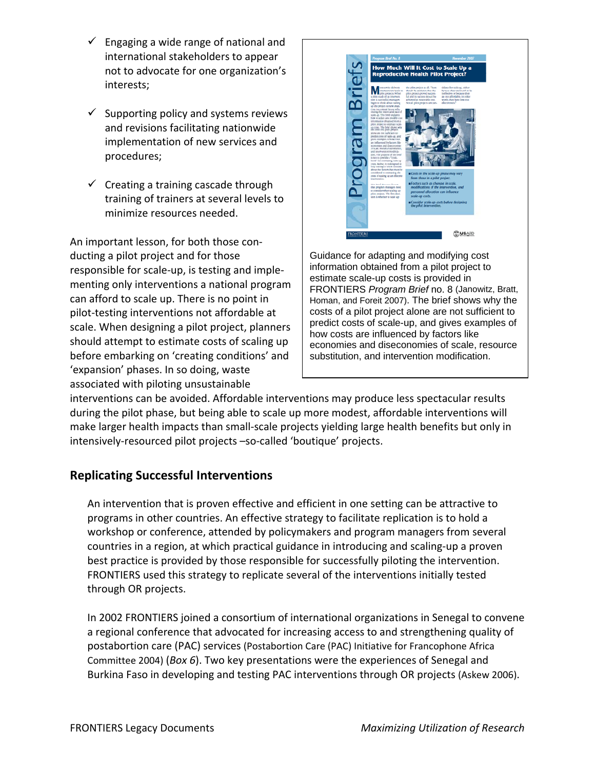- ✓ Engaging a wide range of national and international stakeholders to appear not to advocate for one organization's interests;
- ✓ Supporting policy and systems reviews and revisions facilitating nationwide implementation of new services and procedures;
- ✓ Creating a training cascade through training of trainers at several levels to minimize resources needed.

An important lesson, for both those conducting a pilot project and for those responsible for scale-up, is testing and implementing only interventions a national program can afford to scale up. There is no point in pilot-testing interventions not affordable at scale. When designing a pilot project, planners should attempt to estimate costs of scaling up before embarking on 'creating conditions' and 'expansion' phases. In so doing, waste associated with piloting unsustainable interventions can be avoided. Affordable interventions may produce less spectacular results during the pilot phase, but being able to scale up more modest, affordable interventions will make larger health impacts than small-scale projects yielding large health benefits but only in intensively-resourced pilot projects –so-called 'boutique' projects.

Guidance for adapting and modifying cost information obtained from a pilot project to estimate scale-up costs is provided in FRONTIERS *Program Brief* no. 8 (Janowitz, Bratt, Homan, and Foreit 2007). The brief shows why the costs of a pilot project alone are not sufficient to predict costs of scale-up, and gives examples of how costs are influenced by factors like economies and diseconomies of scale, resource substitution, and intervention modification.

## Replicating Successful Interventions

An intervention that is proven effective and efficient in one setting can be attractive to programs in other countries. An effective strategy to facilitate replication is to hold a workshop or conference, attended by policymakers and program managers from several countries in a region, at which practical guidance in introducing and scaling-up a proven best practice is provided by those responsible for successfully piloting the intervention. FRONTIERS used this strategy to replicate several of the interventions initially tested through OR projects.

In 2002 FRONTIERS joined a consortium of international organizations in Senegal to convene a regional conference that advocated for increasing access to and strengthening quality of postabortion care (PAC) services (Postabortion Care (PAC) Initiative for Francophone Africa Committee 2004) (*Box 6*). Two key presentations were the experiences of Senegal and Burkina Faso in developing and testing PAC interventions through OR projects (Askew 2006).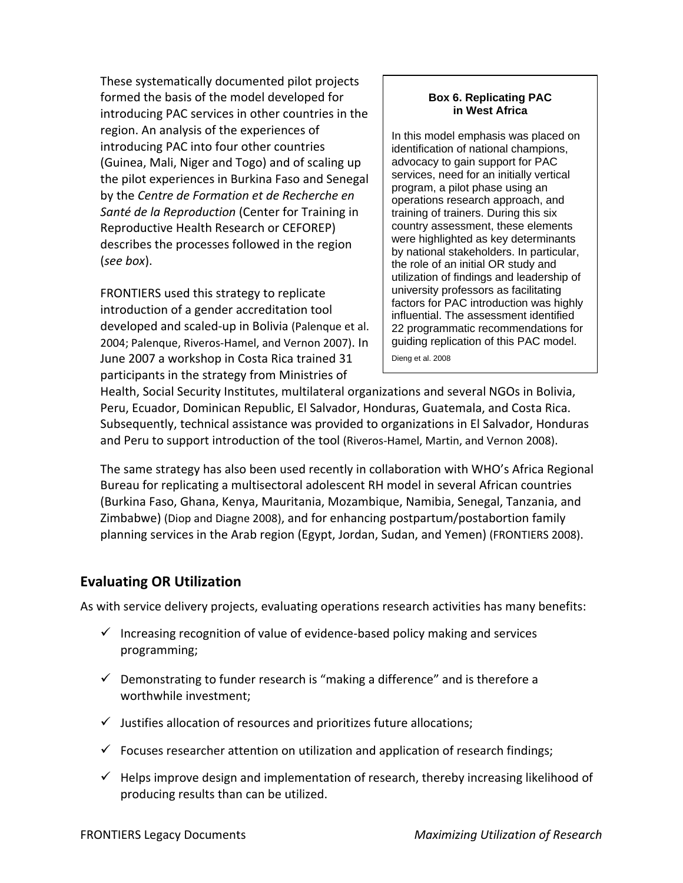These systematically documented pilot projects formed the basis of the model developed for introducing PAC services in other countries in the region. An analysis of the experiences of introducing PAC into four other countries (Guinea, Mali, Niger and Togo) and of scaling up the pilot experiences in Burkina Faso and Senegal by the *Centre de Formation et de Recherche en Santé de la Reproduction* (Center for Training in Reproductive Health Research or CEFOREP) describes the processes followed in the region (*see box*).

> **Box 6. Replicating PAC in West Africa**
>
> In this model emphasis was placed on identification of national champions, advocacy to gain support for PAC services, need for an initially vertical program, a pilot phase using an operations research approach, and training of trainers. During this six country assessment, these elements were highlighted as key determinants by national stakeholders. In particular, the role of an initial OR study and utilization of findings and leadership of university professors as facilitating factors for PAC introduction was highly influential. The assessment identified 22 programmatic recommendations for guiding replication of this PAC model.
>
> Dieng et al. 2008

FRONTIERS used this strategy to replicate introduction of a gender accreditation tool developed and scaled-up in Bolivia (Palenque et al. 2004; Palenque, Riveros-Hamel, and Vernon 2007). In June 2007 a workshop in Costa Rica trained 31 participants in the strategy from Ministries of Health, Social Security Institutes, multilateral organizations and several NGOs in Bolivia, Peru, Ecuador, Dominican Republic, El Salvador, Honduras, Guatemala, and Costa Rica. Subsequently, technical assistance was provided to organizations in El Salvador, Honduras and Peru to support introduction of the tool (Riveros-Hamel, Martin, and Vernon 2008).

The same strategy has also been used recently in collaboration with WHO's Africa Regional Bureau for replicating a multisectoral adolescent RH model in several African countries (Burkina Faso, Ghana, Kenya, Mauritania, Mozambique, Namibia, Senegal, Tanzania, and Zimbabwe) (Diop and Diagne 2008), and for enhancing postpartum/postabortion family planning services in the Arab region (Egypt, Jordan, Sudan, and Yemen) (FRONTIERS 2008).

## Evaluating OR Utilization

As with service delivery projects, evaluating operations research activities has many benefits:

- ✓ Increasing recognition of value of evidence-based policy making and services programming;
- ✓ Demonstrating to funder research is "making a difference" and is therefore a worthwhile investment;
- ✓ Justifies allocation of resources and prioritizes future allocations;
- ✓ Focuses researcher attention on utilization and application of research findings;
- ✓ Helps improve design and implementation of research, thereby increasing likelihood of producing results than can be utilized.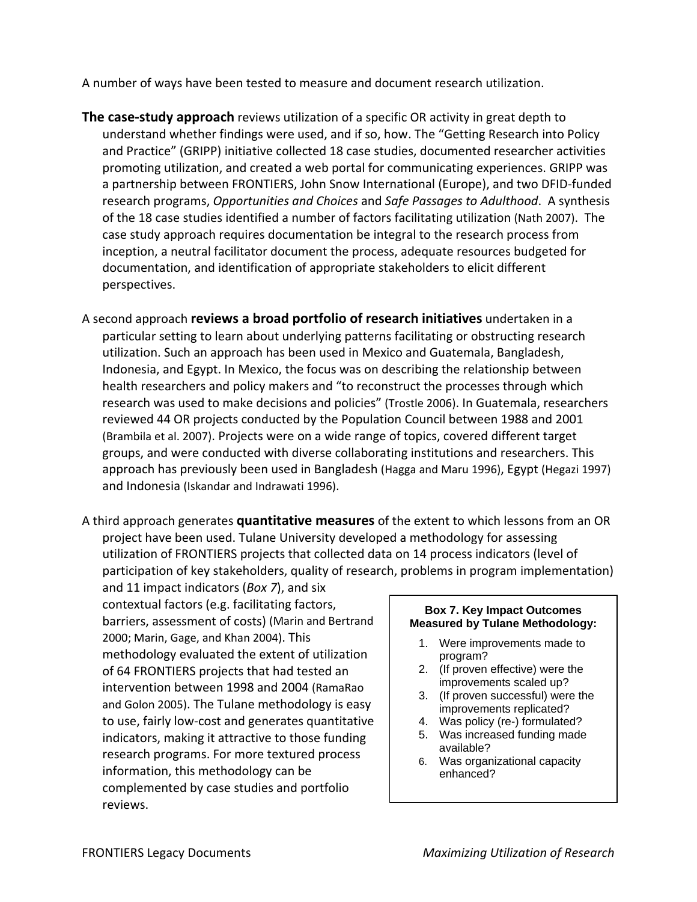A number of ways have been tested to measure and document research utilization.

**The case-study approach** reviews utilization of a specific OR activity in great depth to understand whether findings were used, and if so, how. The "Getting Research into Policy and Practice" (GRIPP) initiative collected 18 case studies, documented researcher activities promoting utilization, and created a web portal for communicating experiences. GRIPP was a partnership between FRONTIERS, John Snow International (Europe), and two DFID-funded research programs, *Opportunities and Choices* and *Safe Passages to Adulthood*. A synthesis of the 18 case studies identified a number of factors facilitating utilization (Nath 2007). The case study approach requires documentation be integral to the research process from inception, a neutral facilitator document the process, adequate resources budgeted for documentation, and identification of appropriate stakeholders to elicit different perspectives.

A second approach **reviews a broad portfolio of research initiatives** undertaken in a particular setting to learn about underlying patterns facilitating or obstructing research utilization. Such an approach has been used in Mexico and Guatemala, Bangladesh, Indonesia, and Egypt. In Mexico, the focus was on describing the relationship between health researchers and policy makers and "to reconstruct the processes through which research was used to make decisions and policies" (Trostle 2006). In Guatemala, researchers reviewed 44 OR projects conducted by the Population Council between 1988 and 2001 (Brambila et al. 2007). Projects were on a wide range of topics, covered different target groups, and were conducted with diverse collaborating institutions and researchers. This approach has previously been used in Bangladesh (Hagga and Maru 1996), Egypt (Hegazi 1997) and Indonesia (Iskandar and Indrawati 1996).

A third approach generates **quantitative measures** of the extent to which lessons from an OR project have been used. Tulane University developed a methodology for assessing utilization of FRONTIERS projects that collected data on 14 process indicators (level of participation of key stakeholders, quality of research, problems in program implementation) and 11 impact indicators (*Box 7*), and six contextual factors (e.g. facilitating factors, barriers, assessment of costs) (Marin and Bertrand 2000; Marin, Gage, and Khan 2004). This methodology evaluated the extent of utilization of 64 FRONTIERS projects that had tested an intervention between 1998 and 2004 (RamaRao and Golon 2005). The Tulane methodology is easy to use, fairly low-cost and generates quantitative indicators, making it attractive to those funding research programs. For more textured process information, this methodology can be complemented by case studies and portfolio reviews.

**Box 7. Key Impact Outcomes Measured by Tulane Methodology:**

1. Were improvements made to program?
2. (If proven effective) were the improvements scaled up?
3. (If proven successful) were the improvements replicated?
4. Was policy (re-) formulated?
5. Was increased funding made available?
6. Was organizational capacity enhanced?